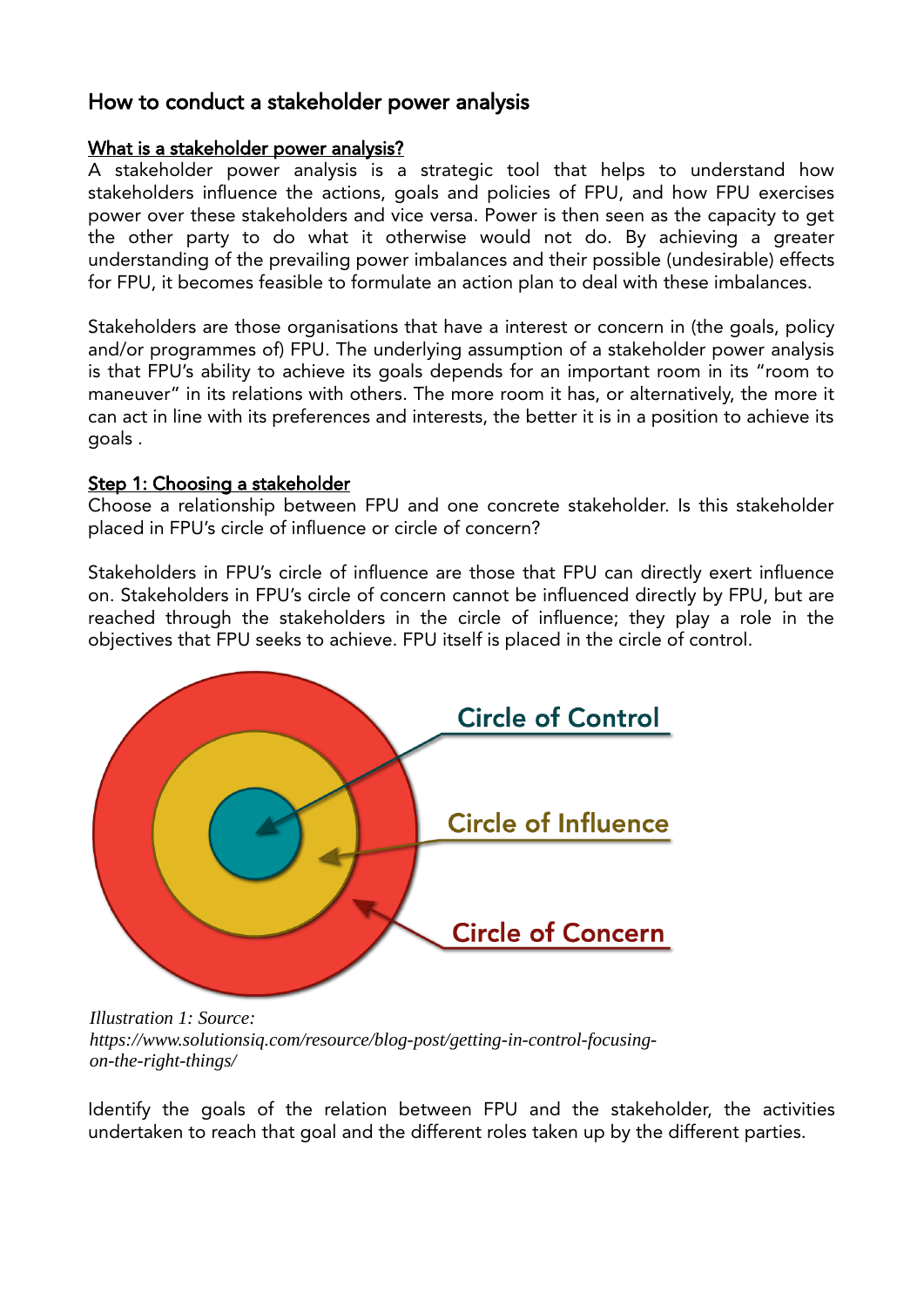# How to conduct a stakeholder power analysis

## What is a stakeholder power analysis?

A stakeholder power analysis is a strategic tool that helps to understand how stakeholders influence the actions, goals and policies of FPU, and how FPU exercises power over these stakeholders and vice versa. Power is then seen as the capacity to get the other party to do what it otherwise would not do. By achieving a greater understanding of the prevailing power imbalances and their possible (undesirable) effects for FPU, it becomes feasible to formulate an action plan to deal with these imbalances.

Stakeholders are those organisations that have a interest or concern in (the goals, policy and/or programmes of) FPU. The underlying assumption of a stakeholder power analysis is that FPU's ability to achieve its goals depends for an important room in its "room to maneuver" in its relations with others. The more room it has, or alternatively, the more it can act in line with its preferences and interests, the better it is in a position to achieve its goals .

## Step 1: Choosing a stakeholder

Choose a relationship between FPU and one concrete stakeholder. Is this stakeholder placed in FPU's circle of influence or circle of concern?

Stakeholders in FPU's circle of influence are those that FPU can directly exert influence on. Stakeholders in FPU's circle of concern cannot be influenced directly by FPU, but are reached through the stakeholders in the circle of influence; they play a role in the objectives that FPU seeks to achieve. FPU itself is placed in the circle of control.

*Illustration 1: Source: https://www.solutionsiq.com/resource/blog-post/getting-in-control-focusing-on-the-right-things/*

Identify the goals of the relation between FPU and the stakeholder, the activities undertaken to reach that goal and the different roles taken up by the different parties.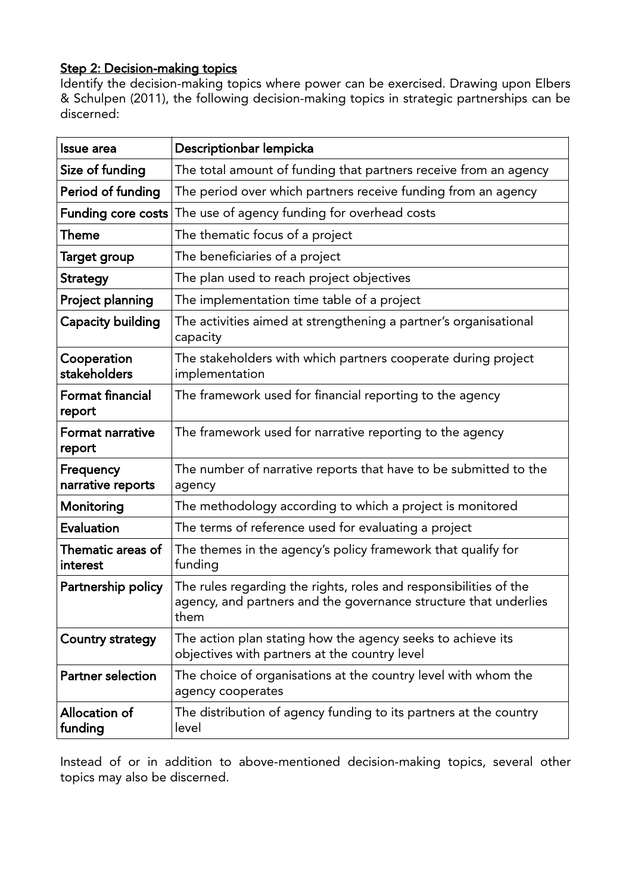Step 2: Decision-making topics

Identify the decision-making topics where power can be exercised. Drawing upon Elbers & Schulpen (2011), the following decision-making topics in strategic partnerships can be discerned:

| Issue area | Descriptionbar lempicka |
|---|---|
| Size of funding | The total amount of funding that partners receive from an agency |
| Period of funding | The period over which partners receive funding from an agency |
| Funding core costs | The use of agency funding for overhead costs |
| Theme | The thematic focus of a project |
| Target group | The beneficiaries of a project |
| Strategy | The plan used to reach project objectives |
| Project planning | The implementation time table of a project |
| Capacity building | The activities aimed at strengthening a partner's organisational capacity |
| Cooperation stakeholders | The stakeholders with which partners cooperate during project implementation |
| Format financial report | The framework used for financial reporting to the agency |
| Format narrative report | The framework used for narrative reporting to the agency |
| Frequency narrative reports | The number of narrative reports that have to be submitted to the agency |
| Monitoring | The methodology according to which a project is monitored |
| Evaluation | The terms of reference used for evaluating a project |
| Thematic areas of interest | The themes in the agency's policy framework that qualify for funding |
| Partnership policy | The rules regarding the rights, roles and responsibilities of the agency, and partners and the governance structure that underlies them |
| Country strategy | The action plan stating how the agency seeks to achieve its objectives with partners at the country level |
| Partner selection | The choice of organisations at the country level with whom the agency cooperates |
| Allocation of funding | The distribution of agency funding to its partners at the country level |

Instead of or in addition to above-mentioned decision-making topics, several other topics may also be discerned.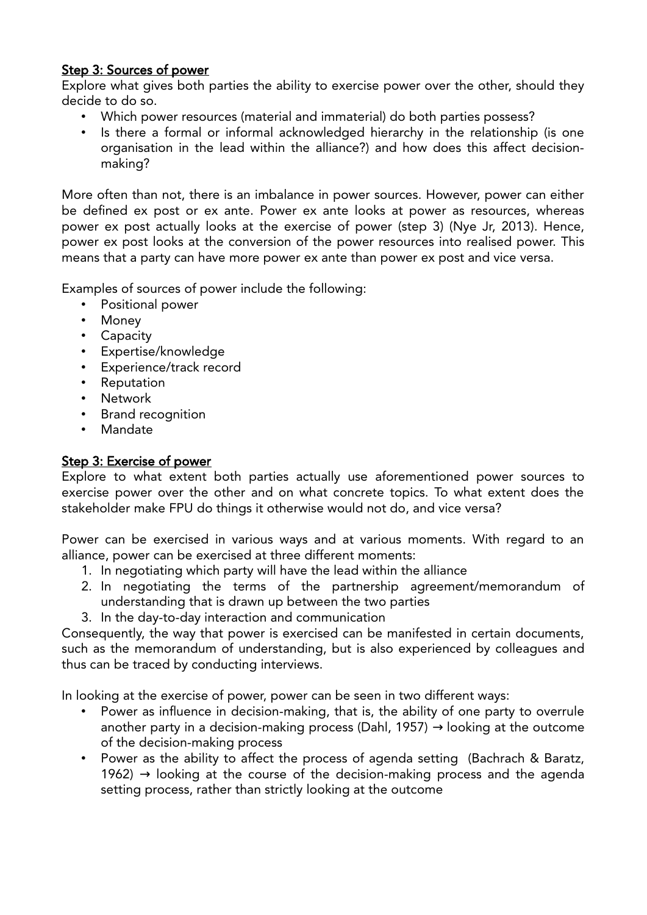## Step 3: Sources of power

Explore what gives both parties the ability to exercise power over the other, should they decide to do so.

- Which power resources (material and immaterial) do both parties possess?
- Is there a formal or informal acknowledged hierarchy in the relationship (is one organisation in the lead within the alliance?) and how does this affect decision-making?

More often than not, there is an imbalance in power sources. However, power can either be defined ex post or ex ante. Power ex ante looks at power as resources, whereas power ex post actually looks at the exercise of power (step 3) (Nye Jr, 2013). Hence, power ex post looks at the conversion of the power resources into realised power. This means that a party can have more power ex ante than power ex post and vice versa.

Examples of sources of power include the following:

- Positional power
- Money
- Capacity
- Expertise/knowledge
- Experience/track record
- Reputation
- Network
- Brand recognition
- Mandate

## Step 3: Exercise of power

Explore to what extent both parties actually use aforementioned power sources to exercise power over the other and on what concrete topics. To what extent does the stakeholder make FPU do things it otherwise would not do, and vice versa?

Power can be exercised in various ways and at various moments. With regard to an alliance, power can be exercised at three different moments:

1. In negotiating which party will have the lead within the alliance
2. In negotiating the terms of the partnership agreement/memorandum of understanding that is drawn up between the two parties
3. In the day-to-day interaction and communication

Consequently, the way that power is exercised can be manifested in certain documents, such as the memorandum of understanding, but is also experienced by colleagues and thus can be traced by conducting interviews.

In looking at the exercise of power, power can be seen in two different ways:

- Power as influence in decision-making, that is, the ability of one party to overrule another party in a decision-making process (Dahl, 1957) → looking at the outcome of the decision-making process
- Power as the ability to affect the process of agenda setting (Bachrach & Baratz, 1962) → looking at the course of the decision-making process and the agenda setting process, rather than strictly looking at the outcome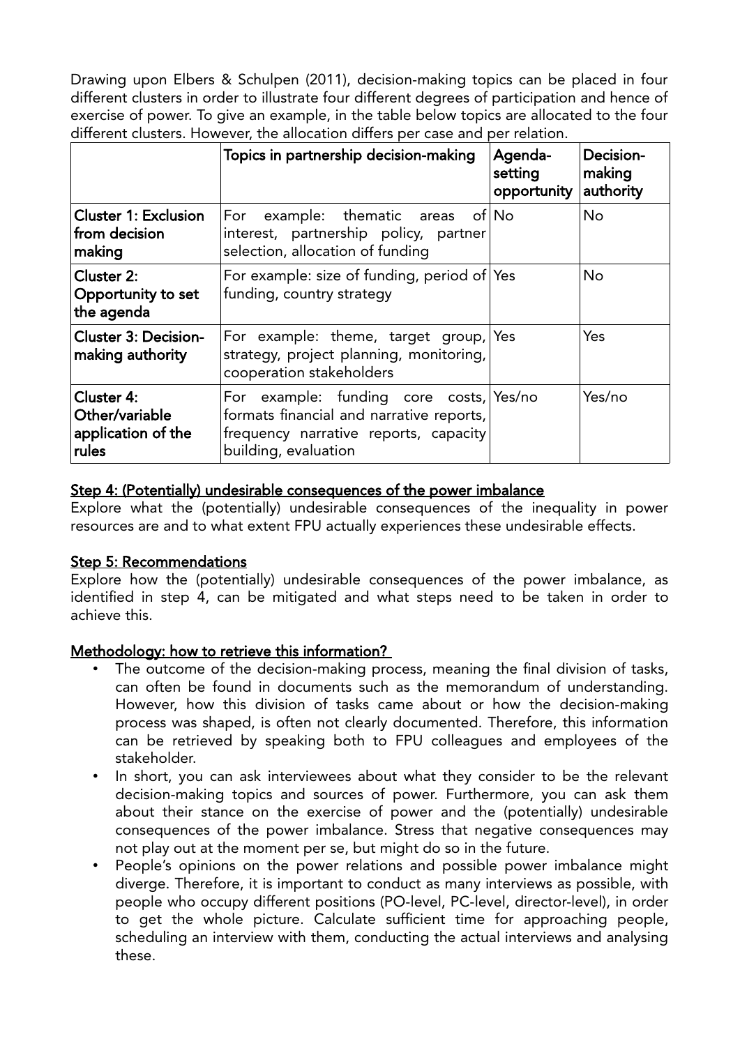Drawing upon Elbers & Schulpen (2011), decision-making topics can be placed in four different clusters in order to illustrate four different degrees of participation and hence of exercise of power. To give an example, in the table below topics are allocated to the four different clusters. However, the allocation differs per case and per relation.

| | Topics in partnership decision-making | Agenda-setting opportunity | Decision-making authority |
|---|---|---|---|
| **Cluster 1: Exclusion from decision making** | For example: thematic areas of interest, partnership policy, partner selection, allocation of funding | No | No |
| **Cluster 2: Opportunity to set the agenda** | For example: size of funding, period of funding, country strategy | Yes | No |
| **Cluster 3: Decision-making authority** | For example: theme, target group, strategy, project planning, monitoring, cooperation stakeholders | Yes | Yes |
| **Cluster 4: Other/variable application of the rules** | For example: funding core costs, formats financial and narrative reports, frequency narrative reports, capacity building, evaluation | Yes/no | Yes/no |

## Step 4: (Potentially) undesirable consequences of the power imbalance

Explore what the (potentially) undesirable consequences of the inequality in power resources are and to what extent FPU actually experiences these undesirable effects.

## Step 5: Recommendations

Explore how the (potentially) undesirable consequences of the power imbalance, as identified in step 4, can be mitigated and what steps need to be taken in order to achieve this.

## Methodology: how to retrieve this information?

- The outcome of the decision-making process, meaning the final division of tasks, can often be found in documents such as the memorandum of understanding. However, how this division of tasks came about or how the decision-making process was shaped, is often not clearly documented. Therefore, this information can be retrieved by speaking both to FPU colleagues and employees of the stakeholder.
- In short, you can ask interviewees about what they consider to be the relevant decision-making topics and sources of power. Furthermore, you can ask them about their stance on the exercise of power and the (potentially) undesirable consequences of the power imbalance. Stress that negative consequences may not play out at the moment per se, but might do so in the future.
- People's opinions on the power relations and possible power imbalance might diverge. Therefore, it is important to conduct as many interviews as possible, with people who occupy different positions (PO-level, PC-level, director-level), in order to get the whole picture. Calculate sufficient time for approaching people, scheduling an interview with them, conducting the actual interviews and analysing these.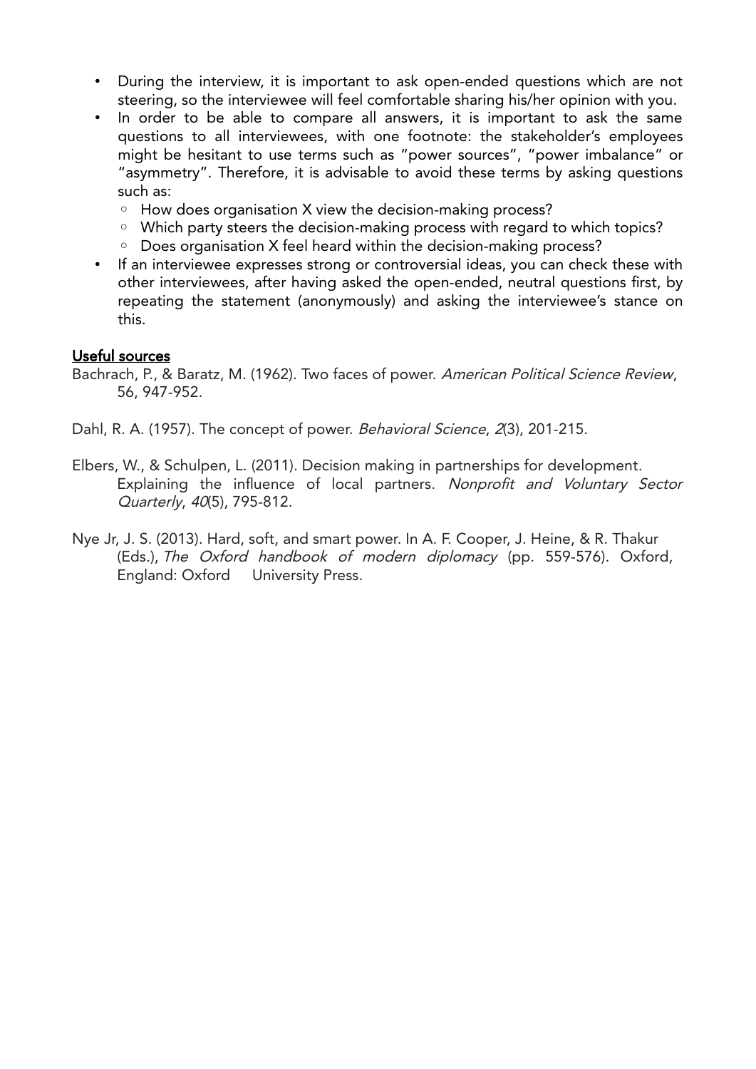- During the interview, it is important to ask open-ended questions which are not steering, so the interviewee will feel comfortable sharing his/her opinion with you.
- In order to be able to compare all answers, it is important to ask the same questions to all interviewees, with one footnote: the stakeholder's employees might be hesitant to use terms such as "power sources", "power imbalance" or "asymmetry". Therefore, it is advisable to avoid these terms by asking questions such as:
  - How does organisation X view the decision-making process?
  - Which party steers the decision-making process with regard to which topics?
  - Does organisation X feel heard within the decision-making process?
- If an interviewee expresses strong or controversial ideas, you can check these with other interviewees, after having asked the open-ended, neutral questions first, by repeating the statement (anonymously) and asking the interviewee's stance on this.

## Useful sources

Bachrach, P., & Baratz, M. (1962). Two faces of power. *American Political Science Review*, 56, 947-952.

Dahl, R. A. (1957). The concept of power. *Behavioral Science*, *2*(3), 201-215.

Elbers, W., & Schulpen, L. (2011). Decision making in partnerships for development. Explaining the influence of local partners. *Nonprofit and Voluntary Sector Quarterly*, *40*(5), 795-812.

Nye Jr, J. S. (2013). Hard, soft, and smart power. In A. F. Cooper, J. Heine, & R. Thakur (Eds.), *The Oxford handbook of modern diplomacy* (pp. 559-576). Oxford, England: Oxford University Press.